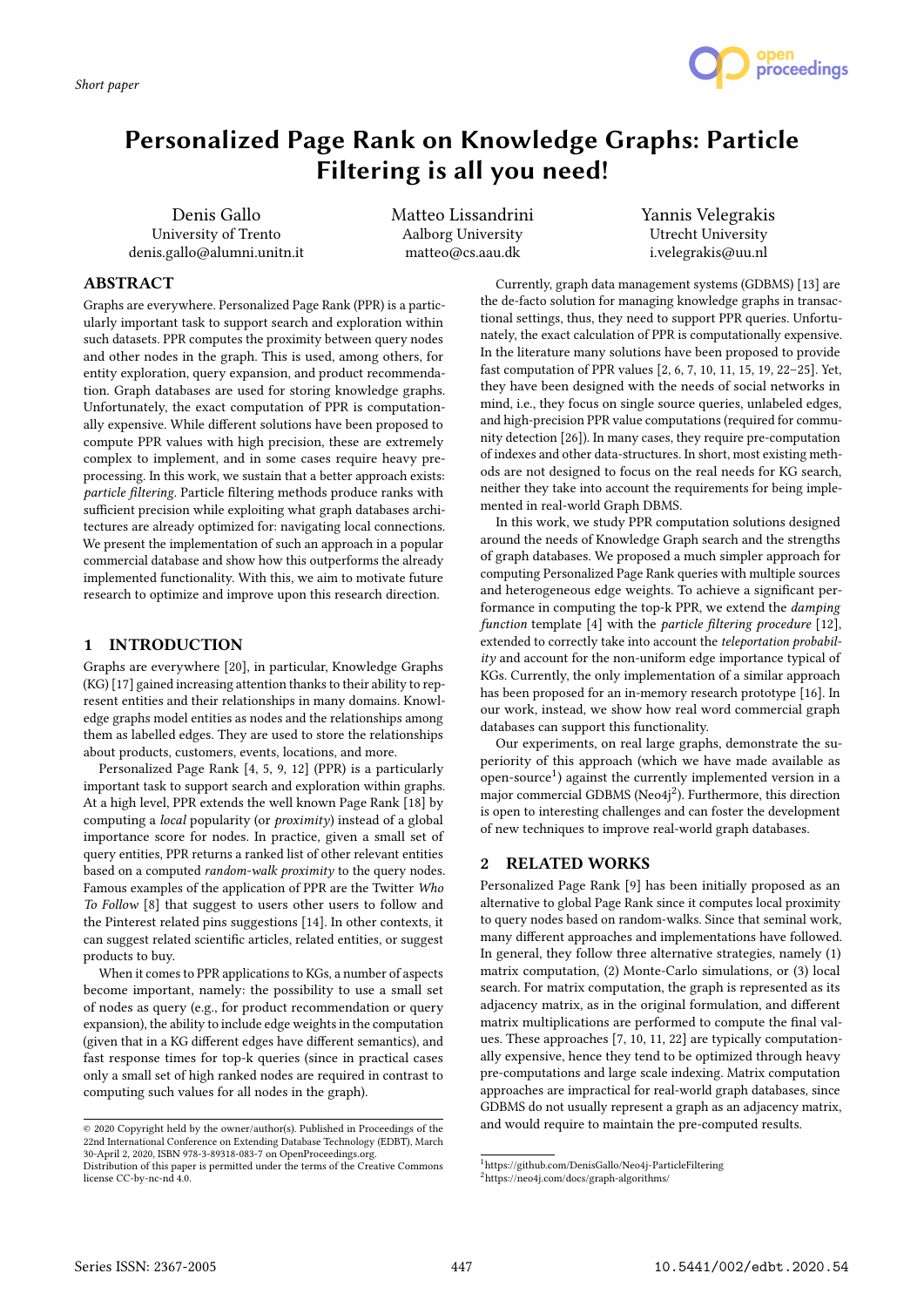*Short paper*

# Personalized Page Rank on Knowledge Graphs: Particle Filtering is all you need!

Denis Gallo
University of Trento
denis.gallo@alumni.unitn.it

Matteo Lissandrini
Aalborg University
matteo@cs.aau.dk

Yannis Velegrakis
Utrecht University
i.velegrakis@uu.nl

## ABSTRACT

Graphs are everywhere. Personalized Page Rank (PPR) is a particularly important task to support search and exploration within such datasets. PPR computes the proximity between query nodes and other nodes in the graph. This is used, among others, for entity exploration, query expansion, and product recommendation. Graph databases are used for storing knowledge graphs. Unfortunately, the exact computation of PPR is computationally expensive. While different solutions have been proposed to compute PPR values with high precision, these are extremely complex to implement, and in some cases require heavy preprocessing. In this work, we sustain that a better approach exists: *particle filtering*. Particle filtering methods produce ranks with sufficient precision while exploiting what graph databases architectures are already optimized for: navigating local connections. We present the implementation of such an approach in a popular commercial database and show how this outperforms the already implemented functionality. With this, we aim to motivate future research to optimize and improve upon this research direction.

## 1 INTRODUCTION

Graphs are everywhere [20], in particular, Knowledge Graphs (KG) [17] gained increasing attention thanks to their ability to represent entities and their relationships in many domains. Knowledge graphs model entities as nodes and the relationships among them as labelled edges. They are used to store the relationships about products, customers, events, locations, and more.

Personalized Page Rank [4, 5, 9, 12] (PPR) is a particularly important task to support search and exploration within graphs. At a high level, PPR extends the well known Page Rank [18] by computing a *local* popularity (or *proximity*) instead of a global importance score for nodes. In practice, given a small set of query entities, PPR returns a ranked list of other relevant entities based on a computed *random-walk proximity* to the query nodes. Famous examples of the application of PPR are the Twitter *Who To Follow* [8] that suggest to users other users to follow and the Pinterest related pins suggestions [14]. In other contexts, it can suggest related scientific articles, related entities, or suggest products to buy.

When it comes to PPR applications to KGs, a number of aspects become important, namely: the possibility to use a small set of nodes as query (e.g., for product recommendation or query expansion), the ability to include edge weights in the computation (given that in a KG different edges have different semantics), and fast response times for top-k queries (since in practical cases only a small set of high ranked nodes are required in contrast to computing such values for all nodes in the graph).

Currently, graph data management systems (GDBMS) [13] are the de-facto solution for managing knowledge graphs in transactional settings, thus, they need to support PPR queries. Unfortunately, the exact calculation of PPR is computationally expensive. In the literature many solutions have been proposed to provide fast computation of PPR values [2, 6, 7, 10, 11, 15, 19, 22–25]. Yet, they have been designed with the needs of social networks in mind, i.e., they focus on single source queries, unlabeled edges, and high-precision PPR value computations (required for community detection [26]). In many cases, they require pre-computation of indexes and other data-structures. In short, most existing methods are not designed to focus on the real needs for KG search, neither they take into account the requirements for being implemented in real-world Graph DBMS.

In this work, we study PPR computation solutions designed around the needs of Knowledge Graph search and the strengths of graph databases. We proposed a much simpler approach for computing Personalized Page Rank queries with multiple sources and heterogeneous edge weights. To achieve a significant performance in computing the top-k PPR, we extend the *damping function* template [4] with the *particle filtering procedure* [12], extended to correctly take into account the *teleportation probability* and account for the non-uniform edge importance typical of KGs. Currently, the only implementation of a similar approach has been proposed for an in-memory research prototype [16]. In our work, instead, we show how real word commercial graph databases can support this functionality.

Our experiments, on real large graphs, demonstrate the superiority of this approach (which we have made available as open-source[1]) against the currently implemented version in a major commercial GDBMS (Neo4j[2]). Furthermore, this direction is open to interesting challenges and can foster the development of new techniques to improve real-world graph databases.

## 2 RELATED WORKS

Personalized Page Rank [9] has been initially proposed as an alternative to global Page Rank since it computes local proximity to query nodes based on random-walks. Since that seminal work, many different approaches and implementations have followed. In general, they follow three alternative strategies, namely (1) matrix computation, (2) Monte-Carlo simulations, or (3) local search. For matrix computation, the graph is represented as its adjacency matrix, as in the original formulation, and different matrix multiplications are performed to compute the final values. These approaches [7, 10, 11, 22] are typically computationally expensive, hence they tend to be optimized through heavy pre-computations and large scale indexing. Matrix computation approaches are impractical for real-world graph databases, since GDBMS do not usually represent a graph as an adjacency matrix, and would require to maintain the pre-computed results.

[1] https://github.com/DenisGallo/Neo4j-ParticleFiltering
[2] https://neo4j.com/docs/graph-algorithms/

© 2020 Copyright held by the owner/author(s). Published in Proceedings of the 22nd International Conference on Extending Database Technology (EDBT), March 30-April 2, 2020, ISBN 978-3-89318-083-7 on OpenProceedings.org.
Distribution of this paper is permitted under the terms of the Creative Commons license CC-by-nc-nd 4.0.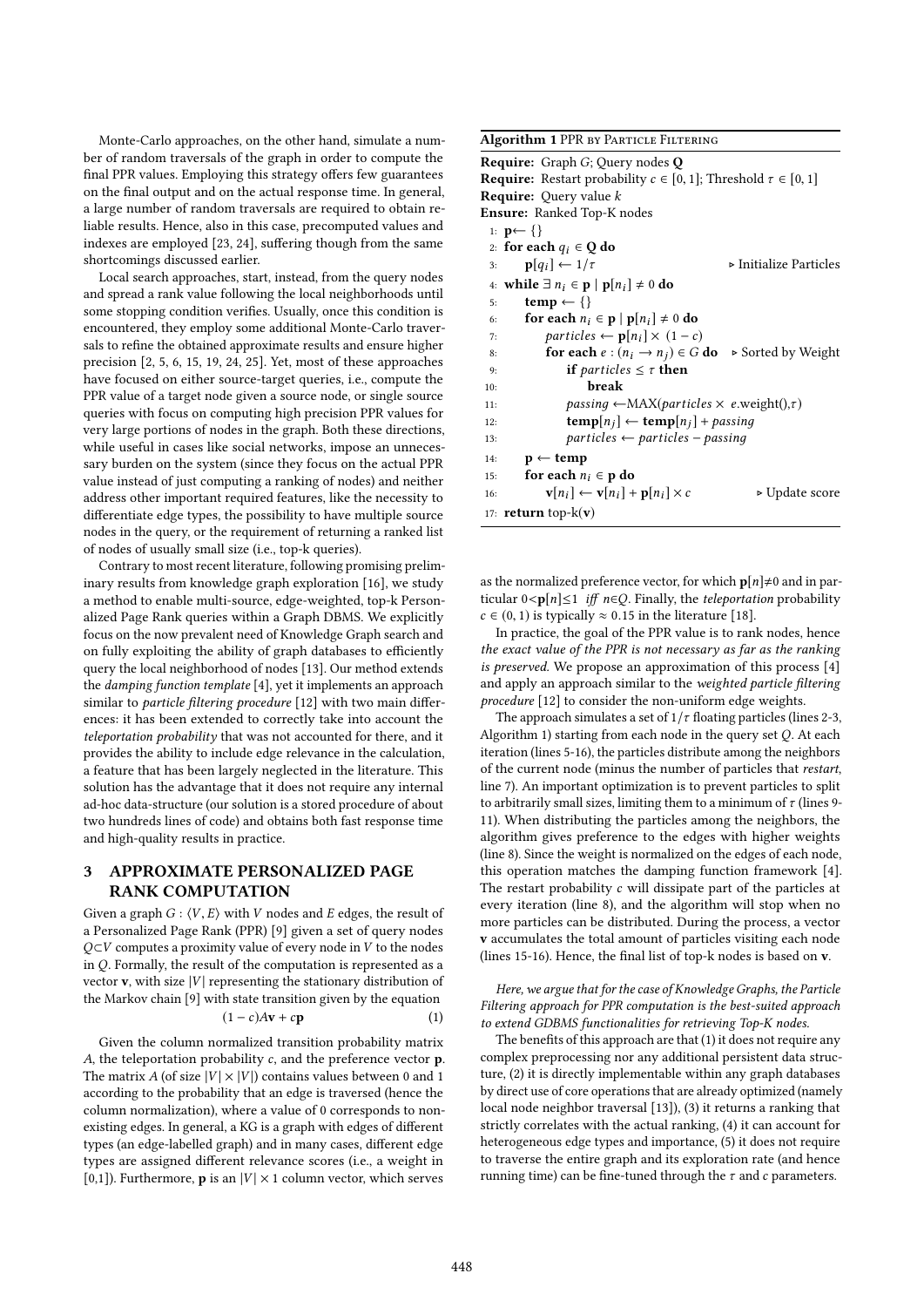Monte-Carlo approaches, on the other hand, simulate a number of random traversals of the graph in order to compute the final PPR values. Employing this strategy offers few guarantees on the final output and on the actual response time. In general, a large number of random traversals are required to obtain reliable results. Hence, also in this case, precomputed values and indexes are employed [23, 24], suffering though from the same shortcomings discussed earlier.

Local search approaches, start, instead, from the query nodes and spread a rank value following the local neighborhoods until some stopping condition verifies. Usually, once this condition is encountered, they employ some additional Monte-Carlo traversals to refine the obtained approximate results and ensure higher precision [2, 5, 6, 15, 19, 24, 25]. Yet, most of these approaches have focused on either source-target queries, i.e., compute the PPR value of a target node given a source node, or single source queries with focus on computing high precision PPR values for very large portions of nodes in the graph. Both these directions, while useful in cases like social networks, impose an unnecessary burden on the system (since they focus on the actual PPR value instead of just computing a ranking of nodes) and neither address other important required features, like the necessity to differentiate edge types, the possibility to have multiple source nodes in the query, or the requirement of returning a ranked list of nodes of usually small size (i.e., top-k queries).

Contrary to most recent literature, following promising preliminary results from knowledge graph exploration [16], we study a method to enable multi-source, edge-weighted, top-k Personalized Page Rank queries within a Graph DBMS. We explicitly focus on the now prevalent need of Knowledge Graph search and on fully exploiting the ability of graph databases to efficiently query the local neighborhood of nodes [13]. Our method extends the *damping function template* [4], yet it implements an approach similar to *particle filtering procedure* [12] with two main differences: it has been extended to correctly take into account the *teleportation probability* that was not accounted for there, and it provides the ability to include edge relevance in the calculation, a feature that has been largely neglected in the literature. This solution has the advantage that it does not require any internal ad-hoc data-structure (our solution is a stored procedure of about two hundreds lines of code) and obtains both fast response time and high-quality results in practice.

## 3 APPROXIMATE PERSONALIZED PAGE RANK COMPUTATION

Given a graph $G : \langle V, E \rangle$ with $V$ nodes and $E$ edges, the result of a Personalized Page Rank (PPR) [9] given a set of query nodes $Q \subset V$ computes a proximity value of every node in $V$ to the nodes in $Q$. Formally, the result of the computation is represented as a vector $\mathbf{v}$, with size $|V|$ representing the stationary distribution of the Markov chain [9] with state transition given by the equation

$$(1 - c)A\mathbf{v} + c\mathbf{p} \tag{1}$$

Given the column normalized transition probability matrix $A$, the teleportation probability $c$, and the preference vector $\mathbf{p}$. The matrix $A$ (of size $|V| \times |V|$) contains values between 0 and 1 according to the probability that an edge is traversed (hence the column normalization), where a value of 0 corresponds to non-existing edges. In general, a KG is a graph with edges of different types (an edge-labelled graph) and in many cases, different edge types are assigned different relevance scores (i.e., a weight in [0,1]). Furthermore, $\mathbf{p}$ is an $|V| \times 1$ column vector, which serves as the normalized preference vector, for which $\mathbf{p}[n] \neq 0$ and in particular $0 < \mathbf{p}[n] \leq 1$ *iff* $n \in Q$. Finally, the *teleportation* probability $c \in (0, 1)$ is typically $\approx 0.15$ in the literature [18].

**Algorithm 1** PPR by Particle Filtering

```
Require: Graph G; Query nodes Q
Require: Restart probability c ∈ [0,1]; Threshold τ ∈ [0,1]
Require: Query value k
Ensure: Ranked Top-K nodes
 1: p ← {}
 2: for each q_i ∈ Q do
 3:     p[q_i] ← 1/τ                                  ▷ Initialize Particles
 4: while ∃ n_i ∈ p | p[n_i] ≠ 0 do
 5:     temp ← {}
 6:     for each n_i ∈ p | p[n_i] ≠ 0 do
 7:         particles ← p[n_i] × (1 − c)
 8:         for each e : (n_i → n_j) ∈ G do            ▷ Sorted by Weight
 9:             if particles ≤ τ then
10:                 break
11:             passing ← MAX(particles × e.weight(), τ)
12:             temp[n_j] ← temp[n_j] + passing
13:             particles ← particles − passing
14:     p ← temp
15:     for each n_i ∈ p do
16:         v[n_i] ← v[n_i] + p[n_i] × c               ▷ Update score
17: return top-k(v)
```

In practice, the goal of the PPR value is to rank nodes, hence *the exact value of the PPR is not necessary as far as the ranking is preserved*. We propose an approximation of this process [4] and apply an approach similar to the *weighted particle filtering procedure* [12] to consider the non-uniform edge weights.

The approach simulates a set of $1/\tau$ floating particles (lines 2-3, Algorithm 1) starting from each node in the query set $Q$. At each iteration (lines 5-16), the particles distribute among the neighbors of the current node (minus the number of particles that *restart*, line 7). An important optimization is to prevent particles to split to arbitrarily small sizes, limiting them to a minimum of $\tau$ (lines 9-11). When distributing the particles among the neighbors, the algorithm gives preference to the edges with higher weights (line 8). Since the weight is normalized on the edges of each node, this operation matches the damping function framework [4]. The restart probability $c$ will dissipate part of the particles at every iteration (line 8), and the algorithm will stop when no more particles can be distributed. During the process, a vector $\mathbf{v}$ accumulates the total amount of particles visiting each node (lines 15-16). Hence, the final list of top-k nodes is based on $\mathbf{v}$.

*Here, we argue that for the case of Knowledge Graphs, the Particle Filtering approach for PPR computation is the best-suited approach to extend GDBMS functionalities for retrieving Top-K nodes.*

The benefits of this approach are that (1) it does not require any complex preprocessing nor any additional persistent data structure, (2) it is directly implementable within any graph databases by direct use of core operations that are already optimized (namely local node neighbor traversal [13]), (3) it returns a ranking that strictly correlates with the actual ranking, (4) it can account for heterogeneous edge types and importance, (5) it does not require to traverse the entire graph and its exploration rate (and hence running time) can be fine-tuned through the $\tau$ and $c$ parameters.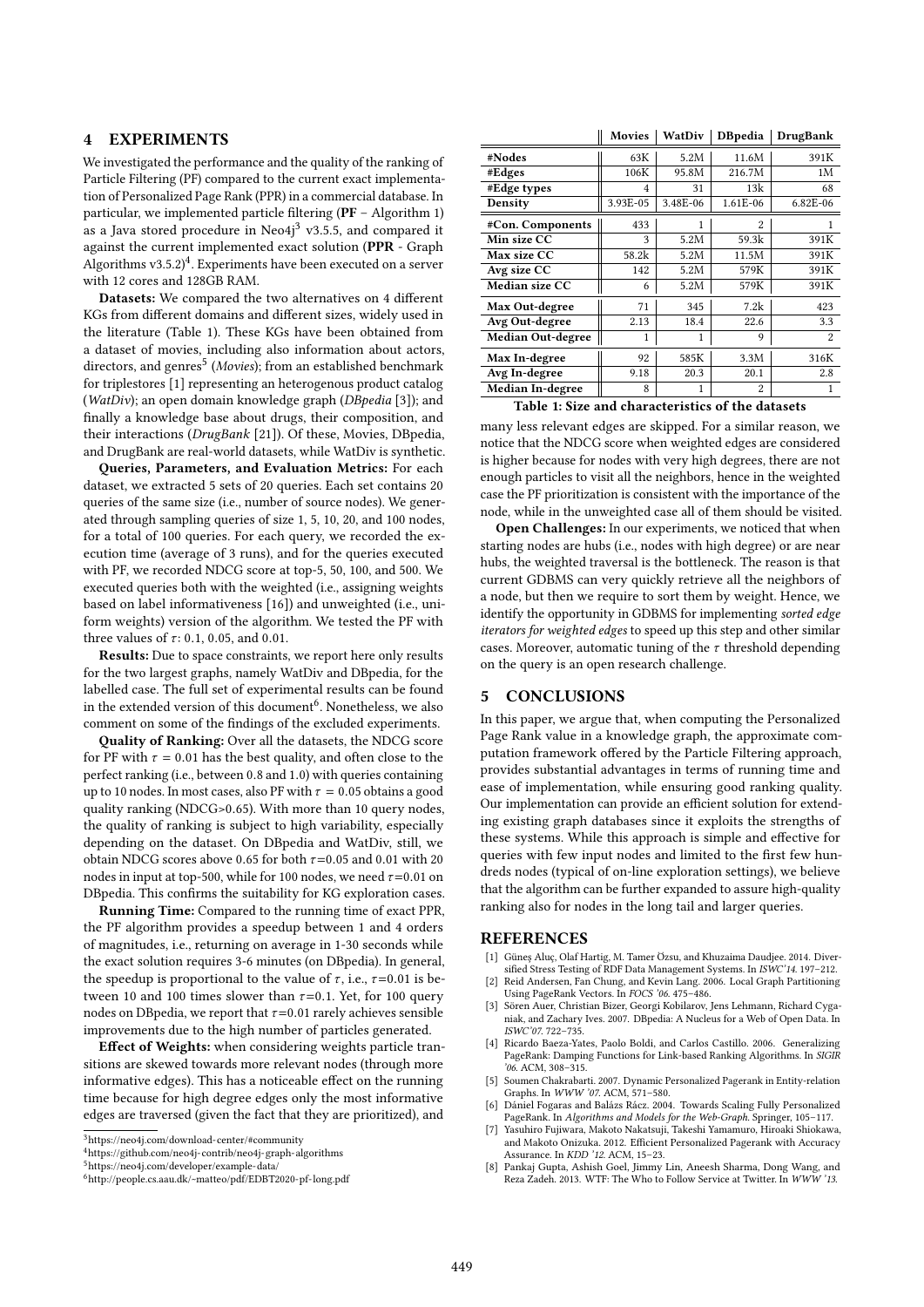## 4 EXPERIMENTS

We investigated the performance and the quality of the ranking of Particle Filtering (PF) compared to the current exact implementation of Personalized Page Rank (PPR) in a commercial database. In particular, we implemented particle filtering (**PF** – Algorithm 1) as a Java stored procedure in Neo4j[3] v3.5.5, and compared it against the current implemented exact solution (**PPR** - Graph Algorithms v3.5.2)[4]. Experiments have been executed on a server with 12 cores and 128GB RAM.

**Datasets:** We compared the two alternatives on 4 different KGs from different domains and different sizes, widely used in the literature (Table 1). These KGs have been obtained from a dataset of movies, including also information about actors, directors, and genres[5] (*Movies*); from an established benchmark for triplestores [1] representing an heterogenous product catalog (*WatDiv*); an open domain knowledge graph (*DBpedia* [3]); and finally a knowledge base about drugs, their composition, and their interactions (*DrugBank* [21]). Of these, Movies, DBpedia, and DrugBank are real-world datasets, while WatDiv is synthetic.

**Queries, Parameters, and Evaluation Metrics:** For each dataset, we extracted 5 sets of 20 queries. Each set contains 20 queries of the same size (i.e., number of source nodes). We generated through sampling queries of size 1, 5, 10, 20, and 100 nodes, for a total of 100 queries. For each query, we recorded the execution time (average of 3 runs), and for the queries executed with PF, we recorded NDCG score at top-5, 50, 100, and 500. We executed queries both with the weighted (i.e., assigning weights based on label informativeness [16]) and unweighted (i.e., uniform weights) version of the algorithm. We tested the PF with three values of $\tau$: 0.1, 0.05, and 0.01.

**Results:** Due to space constraints, we report here only results for the two largest graphs, namely WatDiv and DBpedia, for the labelled case. The full set of experimental results can be found in the extended version of this document[6]. Nonetheless, we also comment on some of the findings of the excluded experiments.

**Quality of Ranking:** Over all the datasets, the NDCG score for PF with $\tau = 0.01$ has the best quality, and often close to the perfect ranking (i.e., between 0.8 and 1.0) with queries containing up to 10 nodes. In most cases, also PF with $\tau = 0.05$ obtains a good quality ranking (NDCG>0.65). With more than 10 query nodes, the quality of ranking is subject to high variability, especially depending on the dataset. On DBpedia and WatDiv, still, we obtain NDCG scores above 0.65 for both $\tau$=0.05 and 0.01 with 20 nodes in input at top-500, while for 100 nodes, we need $\tau$=0.01 on DBpedia. This confirms the suitability for KG exploration cases.

**Running Time:** Compared to the running time of exact PPR, the PF algorithm provides a speedup between 1 and 4 orders of magnitudes, i.e., returning on average in 1-30 seconds while the exact solution requires 3-6 minutes (on DBpedia). In general, the speedup is proportional to the value of $\tau$, i.e., $\tau$=0.01 is between 10 and 100 times slower than $\tau$=0.1. Yet, for 100 query nodes on DBpedia, we report that $\tau$=0.01 rarely achieves sensible improvements due to the high number of particles generated.

**Effect of Weights:** when considering weights particle transitions are skewed towards more relevant nodes (through more informative edges). This has a noticeable effect on the running time because for high degree edges only the most informative edges are traversed (given the fact that they are prioritized), and many less relevant edges are skipped. For a similar reason, we notice that the NDCG score when weighted edges are considered is higher because for nodes with very high degrees, there are not enough particles to visit all the neighbors, hence in the weighted case the PF prioritization is consistent with the importance of the node, while in the unweighted case all of them should be visited.

|  | Movies | WatDiv | DBpedia | DrugBank |
|---|---|---|---|---|
| **#Nodes** | 63K | 5.2M | 11.6M | 391K |
| **#Edges** | 106K | 95.8M | 216.7M | 1M |
| **#Edge types** | 4 | 31 | 13k | 68 |
| **Density** | 3.93E-05 | 3.48E-06 | 1.61E-06 | 6.82E-06 |
| **#Con. Components** | 433 | 1 | 2 | 1 |
| **Min size CC** | 3 | 5.2M | 59.3k | 391K |
| **Max size CC** | 58.2k | 5.2M | 11.5M | 391K |
| **Avg size CC** | 142 | 5.2M | 579K | 391K |
| **Median size CC** | 6 | 5.2M | 579K | 391K |
| **Max Out-degree** | 71 | 345 | 7.2k | 423 |
| **Avg Out-degree** | 2.13 | 18.4 | 22.6 | 3.3 |
| **Median Out-degree** | 1 | 1 | 9 | 2 |
| **Max In-degree** | 92 | 585K | 3.3M | 316K |
| **Avg In-degree** | 9.18 | 20.3 | 20.1 | 2.8 |
| **Median In-degree** | 8 | 1 | 2 | 1 |

**Table 1: Size and characteristics of the datasets**

**Open Challenges:** In our experiments, we noticed that when starting nodes are hubs (i.e., nodes with high degree) or are near hubs, the weighted traversal is the bottleneck. The reason is that current GDBMS can very quickly retrieve all the neighbors of a node, but then we require to sort them by weight. Hence, we identify the opportunity in GDBMS for implementing *sorted edge iterators for weighted edges* to speed up this step and other similar cases. Moreover, automatic tuning of the $\tau$ threshold depending on the query is an open research challenge.

## 5 CONCLUSIONS

In this paper, we argue that, when computing the Personalized Page Rank value in a knowledge graph, the approximate computation framework offered by the Particle Filtering approach, provides substantial advantages in terms of running time and ease of implementation, while ensuring good ranking quality. Our implementation can provide an efficient solution for extending existing graph databases since it exploits the strengths of these systems. While this approach is simple and effective for queries with few input nodes and limited to the first few hundreds nodes (typical of on-line exploration settings), we believe that the algorithm can be further expanded to assure high-quality ranking also for nodes in the long tail and larger queries.

## REFERENCES

[1] Güneş Aluç, Olaf Hartig, M. Tamer Özsu, and Khuzaima Daudjee. 2014. Diversified Stress Testing of RDF Data Management Systems. In *ISWC'14*. 197–212.

[2] Reid Andersen, Fan Chung, and Kevin Lang. 2006. Local Graph Partitioning Using PageRank Vectors. In *FOCS '06*. 475–486.

[3] Sören Auer, Christian Bizer, Georgi Kobilarov, Jens Lehmann, Richard Cyganiak, and Zachary Ives. 2007. DBpedia: A Nucleus for a Web of Open Data. In *ISWC'07*. 722–735.

[4] Ricardo Baeza-Yates, Paolo Boldi, and Carlos Castillo. 2006. Generalizing PageRank: Damping Functions for Link-based Ranking Algorithms. In *SIGIR '06*. ACM, 308–315.

[5] Soumen Chakrabarti. 2007. Dynamic Personalized Pagerank in Entity-relation Graphs. In *WWW '07*. ACM, 571–580.

[6] Dániel Fogaras and Balázs Rácz. 2004. Towards Scaling Fully Personalized PageRank. In *Algorithms and Models for the Web-Graph*. Springer, 105–117.

[7] Yasuhiro Fujiwara, Makoto Nakatsuji, Takeshi Yamamuro, Hiroaki Shiokawa, and Makoto Onizuka. 2012. Efficient Personalized Pagerank with Accuracy Assurance. In *KDD '12*. ACM, 15–23.

[8] Pankaj Gupta, Ashish Goel, Jimmy Lin, Aneesh Sharma, Dong Wang, and Reza Zadeh. 2013. WTF: The Who to Follow Service at Twitter. In *WWW '13*.

---

[3] https://neo4j.com/download-center/#community

[4] https://github.com/neo4j-contrib/neo4j-graph-algorithms

[5] https://neo4j.com/developer/example-data/

[6] http://people.cs.aau.dk/~matteo/pdf/EDBT2020-pf-long.pdf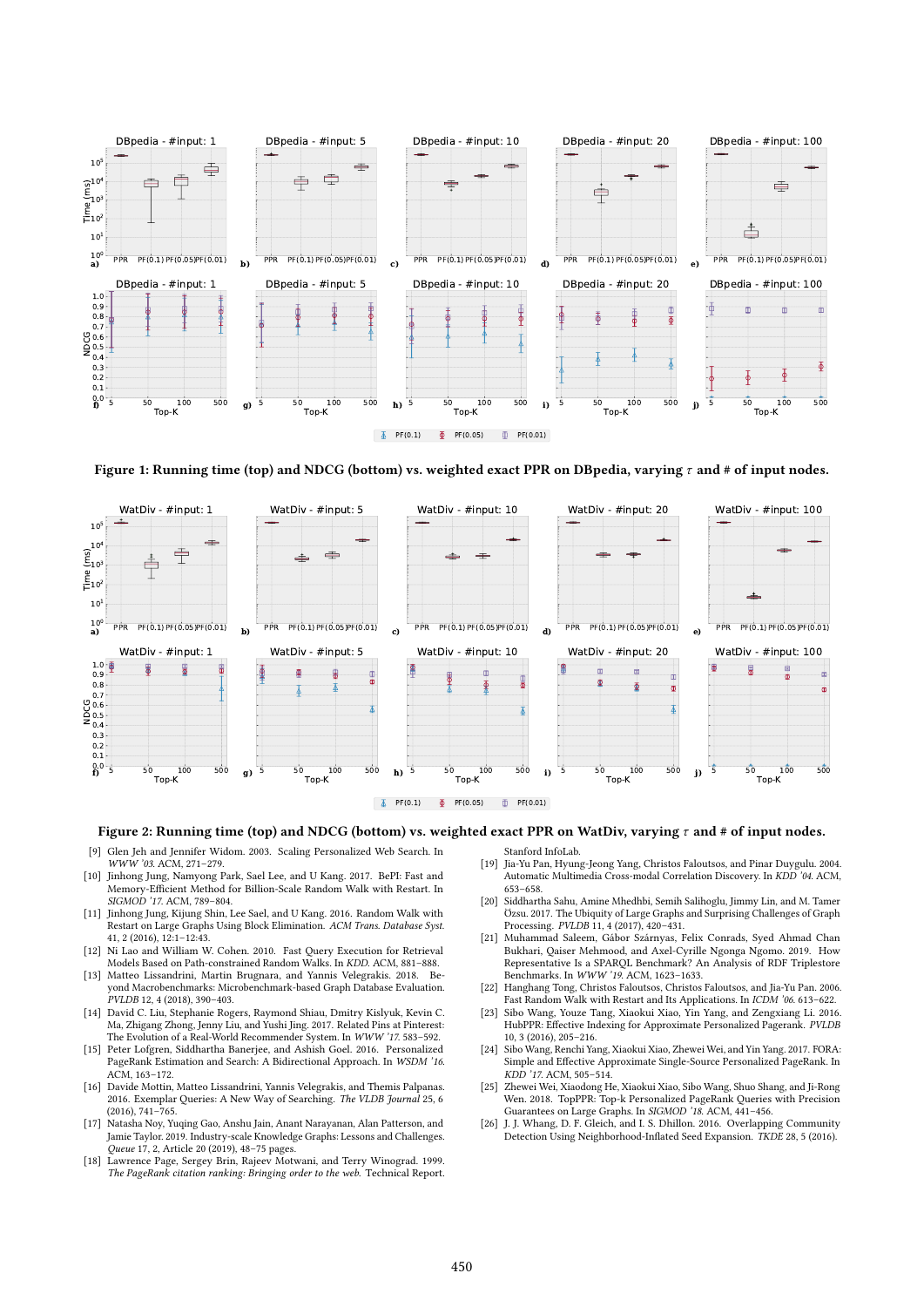DBpedia - #input: 1

DBpedia - #input: 5

DBpedia - #input: 10

DBpedia - #input: 20

DBpedia - #input: 100

$10^5$ $10^4$ $10^3$ $10^2$ $10^1$ $10^0$

Time (ms)

PPR PF(0.1) PF(0.05) PF(0.01)

a) b) c) d) e)

1.0 0.9 0.8 0.7 0.6 0.5 0.4 0.3 0.2 0.1 0.0

NDCG

5 50 100 500

Top-K

f) g) h) i) j)

PF(0.1) PF(0.05) PF(0.01)

**Figure 1: Running time (top) and NDCG (bottom) vs. weighted exact PPR on DBpedia, varying $\tau$ and # of input nodes.**

WatDiv - #input: 1

WatDiv - #input: 5

WatDiv - #input: 10

WatDiv - #input: 20

WatDiv - #input: 100

$10^5$ $10^4$ $10^3$ $10^2$ $10^1$ $10^0$

Time (ms)

PPR PF(0.1) PF(0.05) PF(0.01)

a) b) c) d) e)

1.0 0.9 0.8 0.7 0.6 0.5 0.4 0.3 0.2 0.1 0.0

NDCG

5 50 100 500

Top-K

f) g) h) i) j)

PF(0.1) PF(0.05) PF(0.01)

**Figure 2: Running time (top) and NDCG (bottom) vs. weighted exact PPR on WatDiv, varying $\tau$ and # of input nodes.**

[9] Glen Jeh and Jennifer Widom. 2003. Scaling Personalized Web Search. In *WWW '03*. ACM, 271–279.

[10] Jinhong Jung, Namyong Park, Sael Lee, and U Kang. 2017. BePI: Fast and Memory-Efficient Method for Billion-Scale Random Walk with Restart. In *SIGMOD '17*. ACM, 789–804.

[11] Jinhong Jung, Kijung Shin, Lee Sael, and U Kang. 2016. Random Walk with Restart on Large Graphs Using Block Elimination. *ACM Trans. Database Syst.* 41, 2 (2016), 12:1–12:43.

[12] Ni Lao and William W. Cohen. 2010. Fast Query Execution for Retrieval Models Based on Path-constrained Random Walks. In *KDD*. ACM, 881–888.

[13] Matteo Lissandrini, Martin Brugnara, and Yannis Velegrakis. 2018. Beyond Macrobenchmarks: Microbenchmark-based Graph Database Evaluation. *PVLDB* 12, 4 (2018), 390–403.

[14] David C. Liu, Stephanie Rogers, Raymond Shiau, Dmitry Kislyuk, Kevin C. Ma, Zhigang Zhong, Jenny Liu, and Yushi Jing. 2017. Related Pins at Pinterest: The Evolution of a Real-World Recommender System. In *WWW '17*. 583–592.

[15] Peter Lofgren, Siddhartha Banerjee, and Ashish Goel. 2016. Personalized PageRank Estimation and Search: A Bidirectional Approach. In *WSDM '16*. ACM, 163–172.

[16] Davide Mottin, Matteo Lissandrini, Yannis Velegrakis, and Themis Palpanas. 2016. Exemplar Queries: A New Way of Searching. *The VLDB Journal* 25, 6 (2016), 741–765.

[17] Natasha Noy, Yuqing Gao, Anshu Jain, Anant Narayanan, Alan Patterson, and Jamie Taylor. 2019. Industry-scale Knowledge Graphs: Lessons and Challenges. *Queue* 17, 2, Article 20 (2019), 48–75 pages.

[18] Lawrence Page, Sergey Brin, Rajeev Motwani, and Terry Winograd. 1999. *The PageRank citation ranking: Bringing order to the web.* Technical Report. Stanford InfoLab.

[19] Jia-Yu Pan, Hyung-Jeong Yang, Christos Faloutsos, and Pinar Duygulu. 2004. Automatic Multimedia Cross-modal Correlation Discovery. In *KDD '04*. ACM, 653–658.

[20] Siddhartha Sahu, Amine Mhedhbi, Semih Salihoglu, Jimmy Lin, and M. Tamer Özsu. 2017. The Ubiquity of Large Graphs and Surprising Challenges of Graph Processing. *PVLDB* 11, 4 (2017), 420–431.

[21] Muhammad Saleem, Gábor Szárnyas, Felix Conrads, Syed Ahmad Chan Bukhari, Qaiser Mehmood, and Axel-Cyrille Ngonga Ngomo. 2019. How Representative Is a SPARQL Benchmark? An Analysis of RDF Triplestore Benchmarks. In *WWW '19*. ACM, 1623–1633.

[22] Hanghang Tong, Christos Faloutsos, Christos Faloutsos, and Jia-Yu Pan. 2006. Fast Random Walk with Restart and Its Applications. In *ICDM '06*. 613–622.

[23] Sibo Wang, Youze Tang, Xiaokui Xiao, Yin Yang, and Zengxiang Li. 2016. HubPPR: Effective Indexing for Approximate Personalized Pagerank. *PVLDB* 10, 3 (2016), 205–216.

[24] Sibo Wang, Renchi Yang, Xiaokui Xiao, Zhewei Wei, and Yin Yang. 2017. FORA: Simple and Effective Approximate Single-Source Personalized PageRank. In *KDD '17*. ACM, 505–514.

[25] Zhewei Wei, Xiaodong He, Xiaokui Xiao, Sibo Wang, Shuo Shang, and Ji-Rong Wen. 2018. TopPPR: Top-k Personalized PageRank Queries with Precision Guarantees on Large Graphs. In *SIGMOD '18*. ACM, 441–456.

[26] J. J. Whang, D. F. Gleich, and I. S. Dhillon. 2016. Overlapping Community Detection Using Neighborhood-Inflated Seed Expansion. *TKDE* 28, 5 (2016).